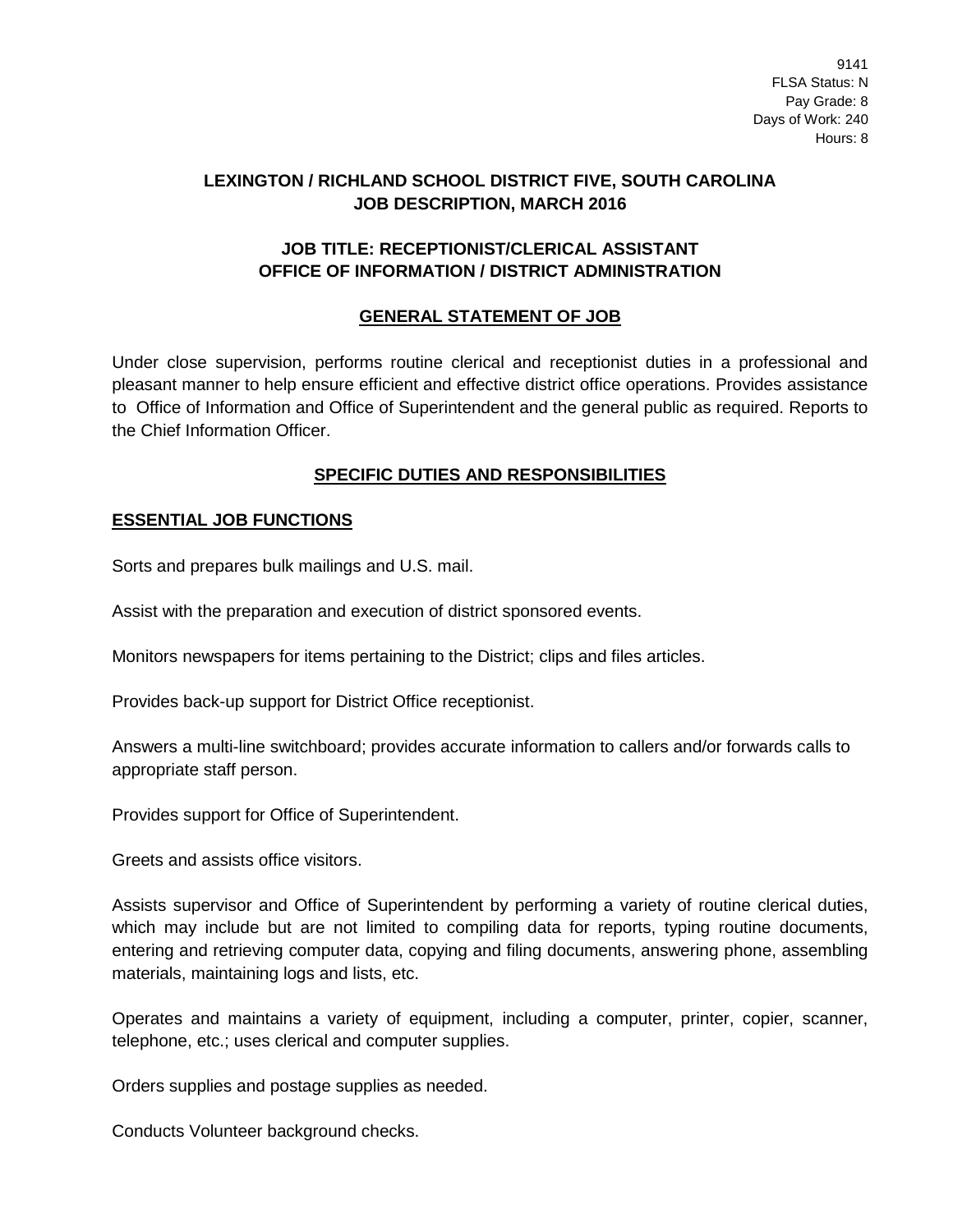9141
FLSA Status: N
Pay Grade: 8
Days of Work: 240
Hours: 8

# LEXINGTON / RICHLAND SCHOOL DISTRICT FIVE, SOUTH CAROLINA
# JOB DESCRIPTION, MARCH 2016

## JOB TITLE: RECEPTIONIST/CLERICAL ASSISTANT
## OFFICE OF INFORMATION / DISTRICT ADMINISTRATION

## GENERAL STATEMENT OF JOB

Under close supervision, performs routine clerical and receptionist duties in a professional and pleasant manner to help ensure efficient and effective district office operations. Provides assistance to Office of Information and Office of Superintendent and the general public as required. Reports to the Chief Information Officer.

## SPECIFIC DUTIES AND RESPONSIBILITIES

### ESSENTIAL JOB FUNCTIONS

Sorts and prepares bulk mailings and U.S. mail.

Assist with the preparation and execution of district sponsored events.

Monitors newspapers for items pertaining to the District; clips and files articles.

Provides back-up support for District Office receptionist.

Answers a multi-line switchboard; provides accurate information to callers and/or forwards calls to appropriate staff person.

Provides support for Office of Superintendent.

Greets and assists office visitors.

Assists supervisor and Office of Superintendent by performing a variety of routine clerical duties, which may include but are not limited to compiling data for reports, typing routine documents, entering and retrieving computer data, copying and filing documents, answering phone, assembling materials, maintaining logs and lists, etc.

Operates and maintains a variety of equipment, including a computer, printer, copier, scanner, telephone, etc.; uses clerical and computer supplies.

Orders supplies and postage supplies as needed.

Conducts Volunteer background checks.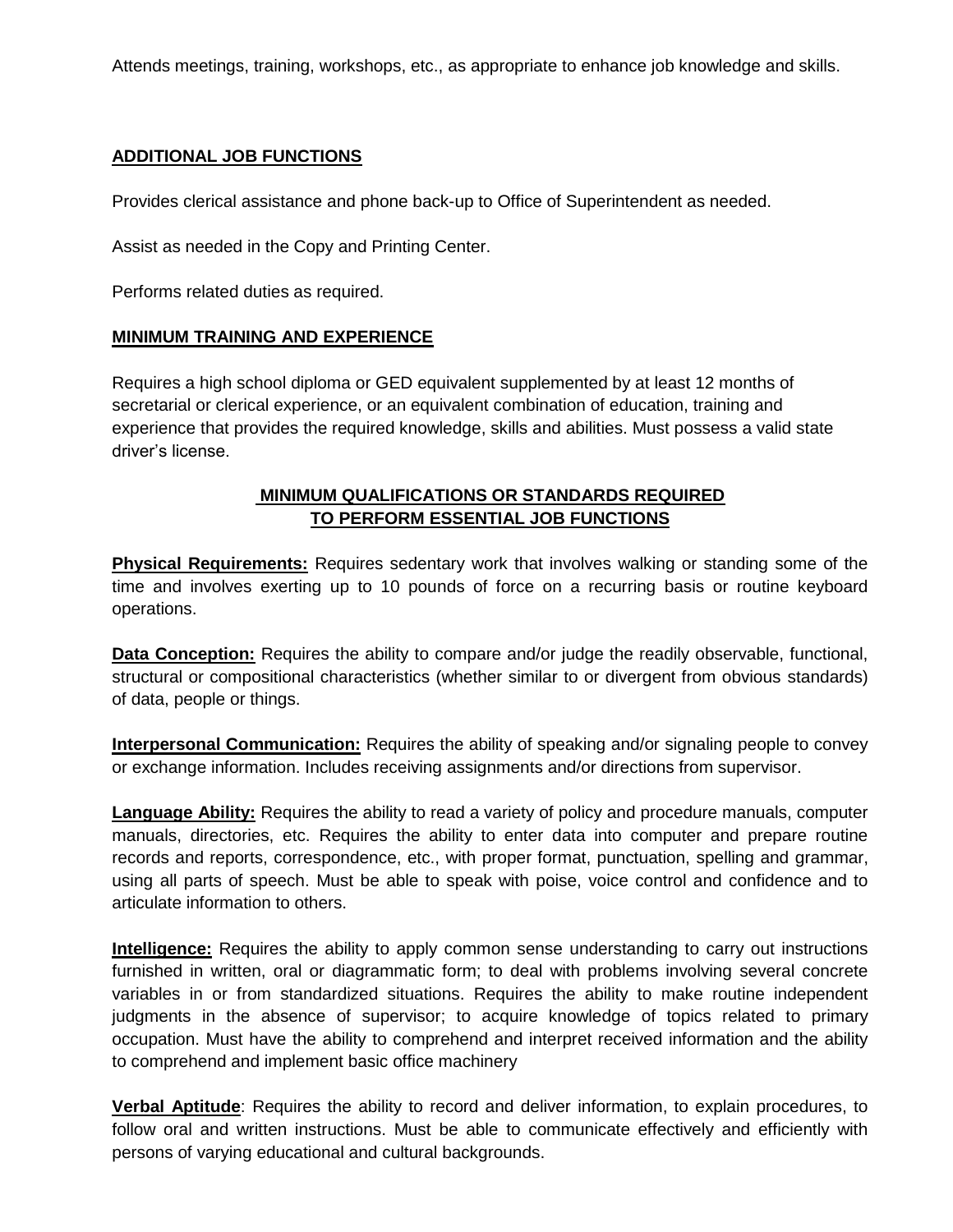Attends meetings, training, workshops, etc., as appropriate to enhance job knowledge and skills.

## ADDITIONAL JOB FUNCTIONS

Provides clerical assistance and phone back-up to Office of Superintendent as needed.

Assist as needed in the Copy and Printing Center.

Performs related duties as required.

## MINIMUM TRAINING AND EXPERIENCE

Requires a high school diploma or GED equivalent supplemented by at least 12 months of secretarial or clerical experience, or an equivalent combination of education, training and experience that provides the required knowledge, skills and abilities. Must possess a valid state driver's license.

## MINIMUM QUALIFICATIONS OR STANDARDS REQUIRED TO PERFORM ESSENTIAL JOB FUNCTIONS

**Physical Requirements:** Requires sedentary work that involves walking or standing some of the time and involves exerting up to 10 pounds of force on a recurring basis or routine keyboard operations.

**Data Conception:** Requires the ability to compare and/or judge the readily observable, functional, structural or compositional characteristics (whether similar to or divergent from obvious standards) of data, people or things.

**Interpersonal Communication:** Requires the ability of speaking and/or signaling people to convey or exchange information. Includes receiving assignments and/or directions from supervisor.

**Language Ability:** Requires the ability to read a variety of policy and procedure manuals, computer manuals, directories, etc. Requires the ability to enter data into computer and prepare routine records and reports, correspondence, etc., with proper format, punctuation, spelling and grammar, using all parts of speech. Must be able to speak with poise, voice control and confidence and to articulate information to others.

**Intelligence:** Requires the ability to apply common sense understanding to carry out instructions furnished in written, oral or diagrammatic form; to deal with problems involving several concrete variables in or from standardized situations. Requires the ability to make routine independent judgments in the absence of supervisor; to acquire knowledge of topics related to primary occupation. Must have the ability to comprehend and interpret received information and the ability to comprehend and implement basic office machinery

**Verbal Aptitude**: Requires the ability to record and deliver information, to explain procedures, to follow oral and written instructions. Must be able to communicate effectively and efficiently with persons of varying educational and cultural backgrounds.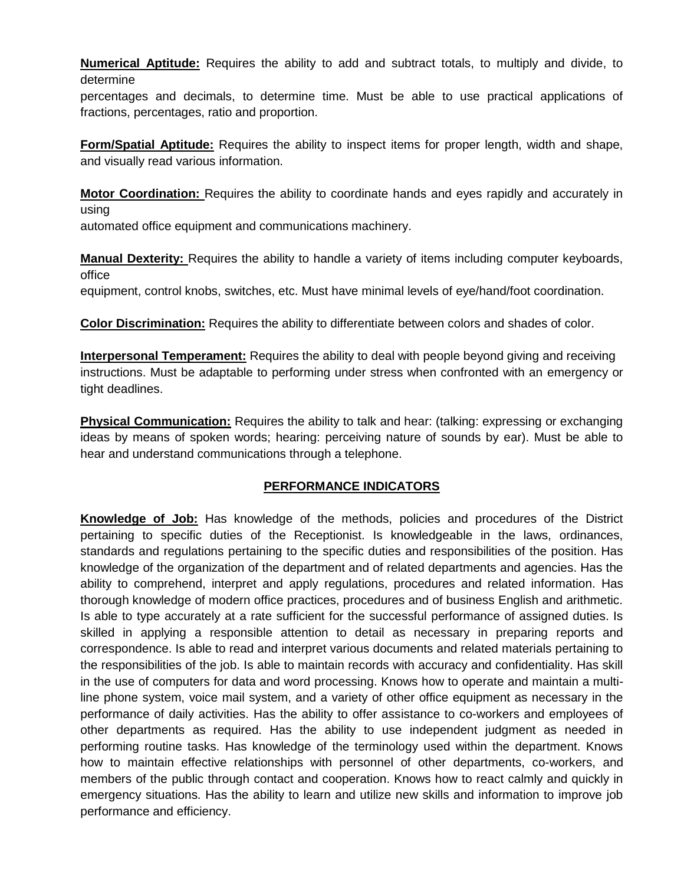**Numerical Aptitude:** Requires the ability to add and subtract totals, to multiply and divide, to determine percentages and decimals, to determine time. Must be able to use practical applications of fractions, percentages, ratio and proportion.

**Form/Spatial Aptitude:** Requires the ability to inspect items for proper length, width and shape, and visually read various information.

**Motor Coordination:** Requires the ability to coordinate hands and eyes rapidly and accurately in using automated office equipment and communications machinery.

**Manual Dexterity:** Requires the ability to handle a variety of items including computer keyboards, office equipment, control knobs, switches, etc. Must have minimal levels of eye/hand/foot coordination.

**Color Discrimination:** Requires the ability to differentiate between colors and shades of color.

**Interpersonal Temperament:** Requires the ability to deal with people beyond giving and receiving instructions. Must be adaptable to performing under stress when confronted with an emergency or tight deadlines.

**Physical Communication:** Requires the ability to talk and hear: (talking: expressing or exchanging ideas by means of spoken words; hearing: perceiving nature of sounds by ear). Must be able to hear and understand communications through a telephone.

## PERFORMANCE INDICATORS

**Knowledge of Job:** Has knowledge of the methods, policies and procedures of the District pertaining to specific duties of the Receptionist. Is knowledgeable in the laws, ordinances, standards and regulations pertaining to the specific duties and responsibilities of the position. Has knowledge of the organization of the department and of related departments and agencies. Has the ability to comprehend, interpret and apply regulations, procedures and related information. Has thorough knowledge of modern office practices, procedures and of business English and arithmetic. Is able to type accurately at a rate sufficient for the successful performance of assigned duties. Is skilled in applying a responsible attention to detail as necessary in preparing reports and correspondence. Is able to read and interpret various documents and related materials pertaining to the responsibilities of the job. Is able to maintain records with accuracy and confidentiality. Has skill in the use of computers for data and word processing. Knows how to operate and maintain a multi-line phone system, voice mail system, and a variety of other office equipment as necessary in the performance of daily activities. Has the ability to offer assistance to co-workers and employees of other departments as required. Has the ability to use independent judgment as needed in performing routine tasks. Has knowledge of the terminology used within the department. Knows how to maintain effective relationships with personnel of other departments, co-workers, and members of the public through contact and cooperation. Knows how to react calmly and quickly in emergency situations. Has the ability to learn and utilize new skills and information to improve job performance and efficiency.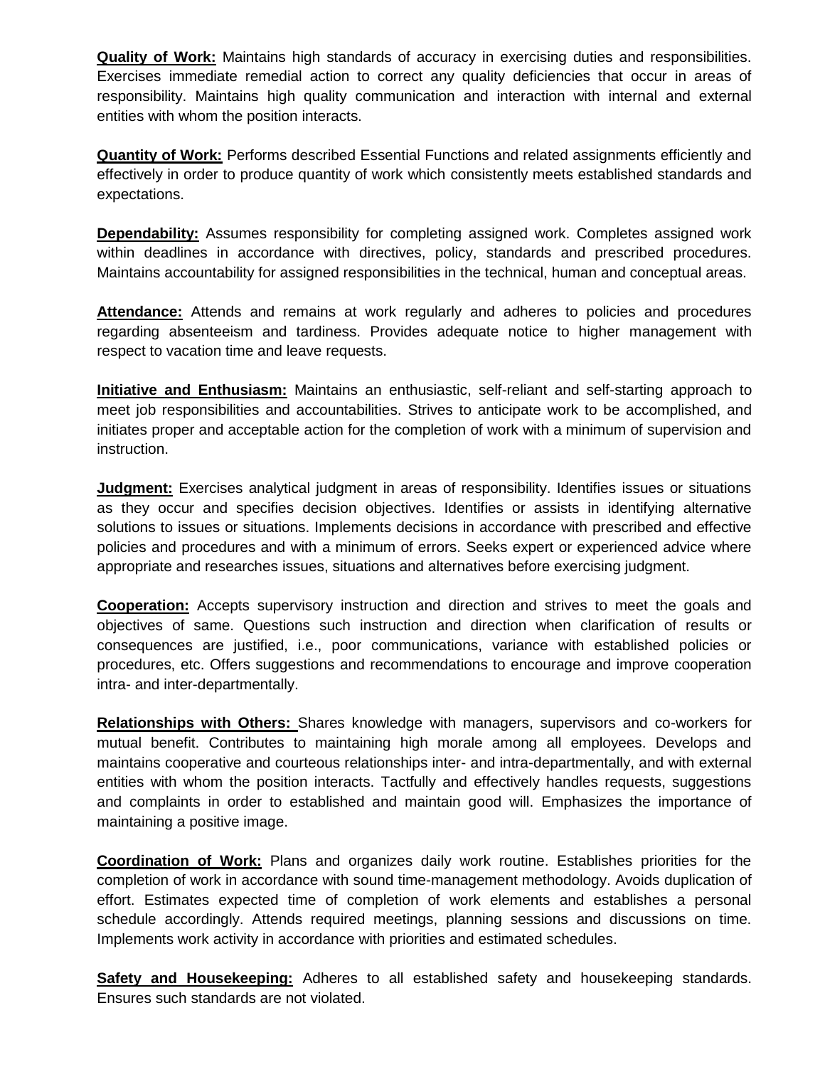**Quality of Work:** Maintains high standards of accuracy in exercising duties and responsibilities. Exercises immediate remedial action to correct any quality deficiencies that occur in areas of responsibility. Maintains high quality communication and interaction with internal and external entities with whom the position interacts.

**Quantity of Work:** Performs described Essential Functions and related assignments efficiently and effectively in order to produce quantity of work which consistently meets established standards and expectations.

**Dependability:** Assumes responsibility for completing assigned work. Completes assigned work within deadlines in accordance with directives, policy, standards and prescribed procedures. Maintains accountability for assigned responsibilities in the technical, human and conceptual areas.

**Attendance:** Attends and remains at work regularly and adheres to policies and procedures regarding absenteeism and tardiness. Provides adequate notice to higher management with respect to vacation time and leave requests.

**Initiative and Enthusiasm:** Maintains an enthusiastic, self-reliant and self-starting approach to meet job responsibilities and accountabilities. Strives to anticipate work to be accomplished, and initiates proper and acceptable action for the completion of work with a minimum of supervision and instruction.

**Judgment:** Exercises analytical judgment in areas of responsibility. Identifies issues or situations as they occur and specifies decision objectives. Identifies or assists in identifying alternative solutions to issues or situations. Implements decisions in accordance with prescribed and effective policies and procedures and with a minimum of errors. Seeks expert or experienced advice where appropriate and researches issues, situations and alternatives before exercising judgment.

**Cooperation:** Accepts supervisory instruction and direction and strives to meet the goals and objectives of same. Questions such instruction and direction when clarification of results or consequences are justified, i.e., poor communications, variance with established policies or procedures, etc. Offers suggestions and recommendations to encourage and improve cooperation intra- and inter-departmentally.

**Relationships with Others:** Shares knowledge with managers, supervisors and co-workers for mutual benefit. Contributes to maintaining high morale among all employees. Develops and maintains cooperative and courteous relationships inter- and intra-departmentally, and with external entities with whom the position interacts. Tactfully and effectively handles requests, suggestions and complaints in order to established and maintain good will. Emphasizes the importance of maintaining a positive image.

**Coordination of Work:** Plans and organizes daily work routine. Establishes priorities for the completion of work in accordance with sound time-management methodology. Avoids duplication of effort. Estimates expected time of completion of work elements and establishes a personal schedule accordingly. Attends required meetings, planning sessions and discussions on time. Implements work activity in accordance with priorities and estimated schedules.

**Safety and Housekeeping:** Adheres to all established safety and housekeeping standards. Ensures such standards are not violated.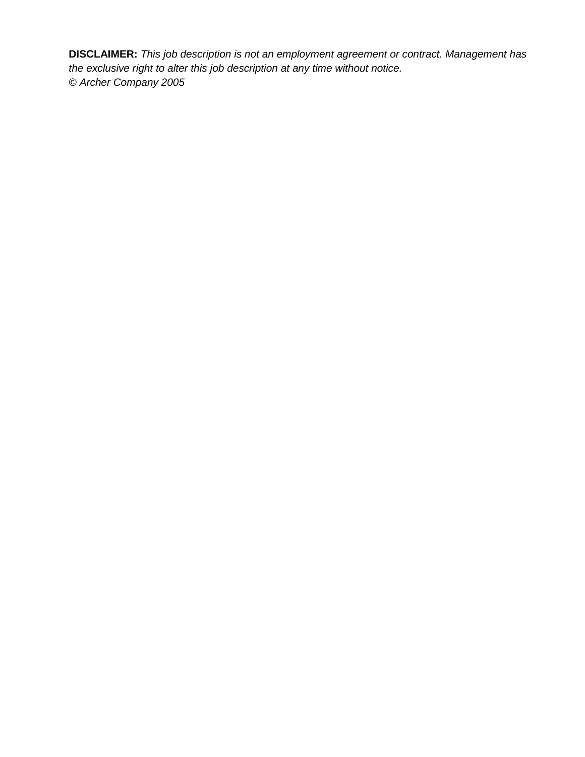**DISCLAIMER:** *This job description is not an employment agreement or contract. Management has the exclusive right to alter this job description at any time without notice.*
*© Archer Company 2005*